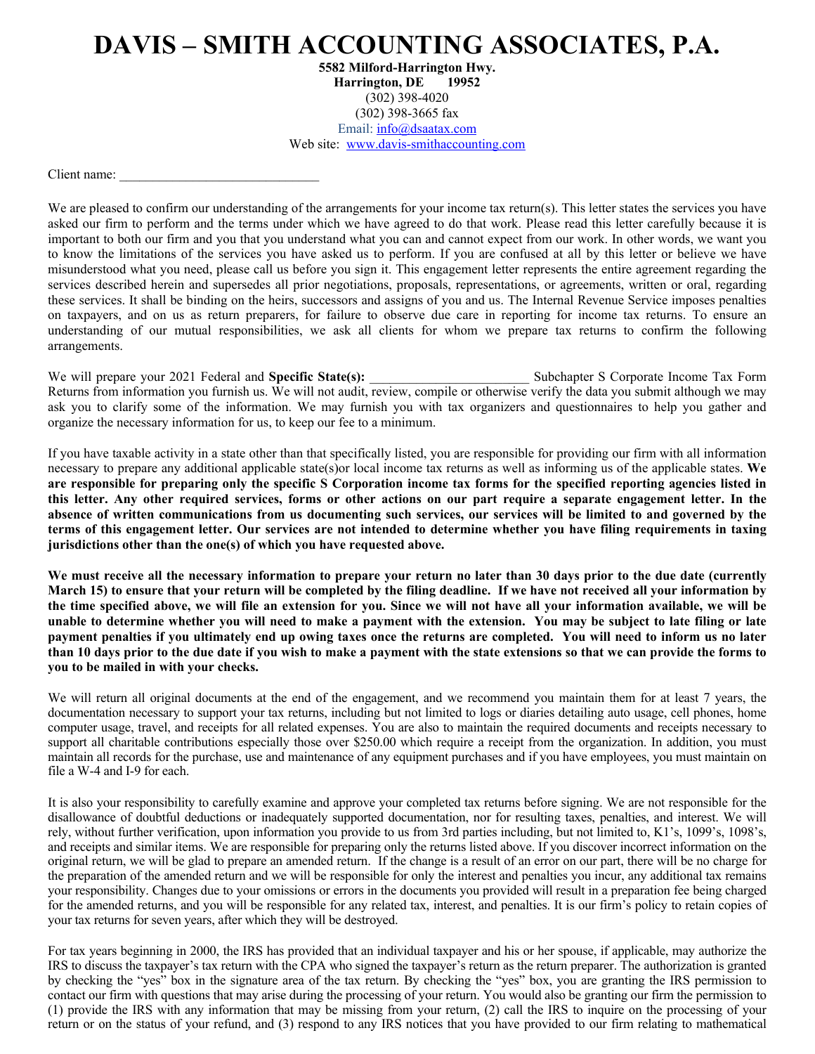# DAVIS – SMITH ACCOUNTING ASSOCIATES, P.A.

**5582 Milford-Harrington Hwy.**
**Harrington, DE 19952**
(302) 398-4020
(302) 398-3665 fax
Email: info@dsaatax.com
Web site: www.davis-smithaccounting.com

Client name: ______________________________

We are pleased to confirm our understanding of the arrangements for your income tax return(s). This letter states the services you have asked our firm to perform and the terms under which we have agreed to do that work. Please read this letter carefully because it is important to both our firm and you that you understand what you can and cannot expect from our work. In other words, we want you to know the limitations of the services you have asked us to perform. If you are confused at all by this letter or believe we have misunderstood what you need, please call us before you sign it. This engagement letter represents the entire agreement regarding the services described herein and supersedes all prior negotiations, proposals, representations, or agreements, written or oral, regarding these services. It shall be binding on the heirs, successors and assigns of you and us. The Internal Revenue Service imposes penalties on taxpayers, and on us as return preparers, for failure to observe due care in reporting for income tax returns. To ensure an understanding of our mutual responsibilities, we ask all clients for whom we prepare tax returns to confirm the following arrangements.

We will prepare your 2021 Federal and **Specific State(s):** ________________________ Subchapter S Corporate Income Tax Form Returns from information you furnish us. We will not audit, review, compile or otherwise verify the data you submit although we may ask you to clarify some of the information. We may furnish you with tax organizers and questionnaires to help you gather and organize the necessary information for us, to keep our fee to a minimum.

If you have taxable activity in a state other than that specifically listed, you are responsible for providing our firm with all information necessary to prepare any additional applicable state(s)or local income tax returns as well as informing us of the applicable states. **We are responsible for preparing only the specific S Corporation income tax forms for the specified reporting agencies listed in this letter. Any other required services, forms or other actions on our part require a separate engagement letter. In the absence of written communications from us documenting such services, our services will be limited to and governed by the terms of this engagement letter. Our services are not intended to determine whether you have filing requirements in taxing jurisdictions other than the one(s) of which you have requested above.**

**We must receive all the necessary information to prepare your return no later than 30 days prior to the due date (currently March 15) to ensure that your return will be completed by the filing deadline. If we have not received all your information by the time specified above, we will file an extension for you. Since we will not have all your information available, we will be unable to determine whether you will need to make a payment with the extension. You may be subject to late filing or late payment penalties if you ultimately end up owing taxes once the returns are completed. You will need to inform us no later than 10 days prior to the due date if you wish to make a payment with the state extensions so that we can provide the forms to you to be mailed in with your checks.**

We will return all original documents at the end of the engagement, and we recommend you maintain them for at least 7 years, the documentation necessary to support your tax returns, including but not limited to logs or diaries detailing auto usage, cell phones, home computer usage, travel, and receipts for all related expenses. You are also to maintain the required documents and receipts necessary to support all charitable contributions especially those over $250.00 which require a receipt from the organization. In addition, you must maintain all records for the purchase, use and maintenance of any equipment purchases and if you have employees, you must maintain on file a W-4 and I-9 for each.

It is also your responsibility to carefully examine and approve your completed tax returns before signing. We are not responsible for the disallowance of doubtful deductions or inadequately supported documentation, nor for resulting taxes, penalties, and interest. We will rely, without further verification, upon information you provide to us from 3rd parties including, but not limited to, K1's, 1099's, 1098's, and receipts and similar items. We are responsible for preparing only the returns listed above. If you discover incorrect information on the original return, we will be glad to prepare an amended return. If the change is a result of an error on our part, there will be no charge for the preparation of the amended return and we will be responsible for only the interest and penalties you incur, any additional tax remains your responsibility. Changes due to your omissions or errors in the documents you provided will result in a preparation fee being charged for the amended returns, and you will be responsible for any related tax, interest, and penalties. It is our firm's policy to retain copies of your tax returns for seven years, after which they will be destroyed.

For tax years beginning in 2000, the IRS has provided that an individual taxpayer and his or her spouse, if applicable, may authorize the IRS to discuss the taxpayer's tax return with the CPA who signed the taxpayer's return as the return preparer. The authorization is granted by checking the "yes" box in the signature area of the tax return. By checking the "yes" box, you are granting the IRS permission to contact our firm with questions that may arise during the processing of your return. You would also be granting our firm the permission to (1) provide the IRS with any information that may be missing from your return, (2) call the IRS to inquire on the processing of your return or on the status of your refund, and (3) respond to any IRS notices that you have provided to our firm relating to mathematical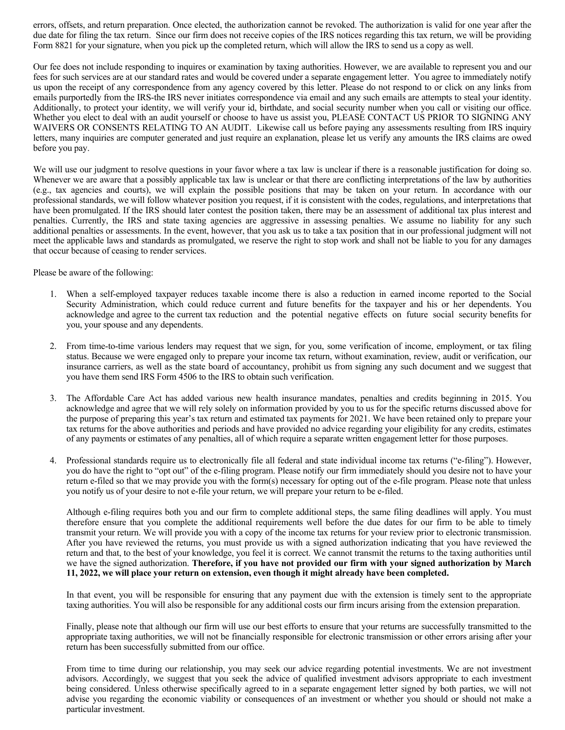errors, offsets, and return preparation. Once elected, the authorization cannot be revoked. The authorization is valid for one year after the due date for filing the tax return. Since our firm does not receive copies of the IRS notices regarding this tax return, we will be providing Form 8821 for your signature, when you pick up the completed return, which will allow the IRS to send us a copy as well.

Our fee does not include responding to inquires or examination by taxing authorities. However, we are available to represent you and our fees for such services are at our standard rates and would be covered under a separate engagement letter. You agree to immediately notify us upon the receipt of any correspondence from any agency covered by this letter. Please do not respond to or click on any links from emails purportedly from the IRS-the IRS never initiates correspondence via email and any such emails are attempts to steal your identity. Additionally, to protect your identity, we will verify your id, birthdate, and social security number when you call or visiting our office. Whether you elect to deal with an audit yourself or choose to have us assist you, PLEASE CONTACT US PRIOR TO SIGNING ANY WAIVERS OR CONSENTS RELATING TO AN AUDIT. Likewise call us before paying any assessments resulting from IRS inquiry letters, many inquiries are computer generated and just require an explanation, please let us verify any amounts the IRS claims are owed before you pay.

We will use our judgment to resolve questions in your favor where a tax law is unclear if there is a reasonable justification for doing so. Whenever we are aware that a possibly applicable tax law is unclear or that there are conflicting interpretations of the law by authorities (e.g., tax agencies and courts), we will explain the possible positions that may be taken on your return. In accordance with our professional standards, we will follow whatever position you request, if it is consistent with the codes, regulations, and interpretations that have been promulgated. If the IRS should later contest the position taken, there may be an assessment of additional tax plus interest and penalties. Currently, the IRS and state taxing agencies are aggressive in assessing penalties. We assume no liability for any such additional penalties or assessments. In the event, however, that you ask us to take a tax position that in our professional judgment will not meet the applicable laws and standards as promulgated, we reserve the right to stop work and shall not be liable to you for any damages that occur because of ceasing to render services.

Please be aware of the following:

1. When a self-employed taxpayer reduces taxable income there is also a reduction in earned income reported to the Social Security Administration, which could reduce current and future benefits for the taxpayer and his or her dependents. You acknowledge and agree to the current tax reduction and the potential negative effects on future social security benefits for you, your spouse and any dependents.

2. From time-to-time various lenders may request that we sign, for you, some verification of income, employment, or tax filing status. Because we were engaged only to prepare your income tax return, without examination, review, audit or verification, our insurance carriers, as well as the state board of accountancy, prohibit us from signing any such document and we suggest that you have them send IRS Form 4506 to the IRS to obtain such verification.

3. The Affordable Care Act has added various new health insurance mandates, penalties and credits beginning in 2015. You acknowledge and agree that we will rely solely on information provided by you to us for the specific returns discussed above for the purpose of preparing this year's tax return and estimated tax payments for 2021. We have been retained only to prepare your tax returns for the above authorities and periods and have provided no advice regarding your eligibility for any credits, estimates of any payments or estimates of any penalties, all of which require a separate written engagement letter for those purposes.

4. Professional standards require us to electronically file all federal and state individual income tax returns ("e-filing"). However, you do have the right to "opt out" of the e-filing program. Please notify our firm immediately should you desire not to have your return e-filed so that we may provide you with the form(s) necessary for opting out of the e-file program. Please note that unless you notify us of your desire to not e-file your return, we will prepare your return to be e-filed.

   Although e-filing requires both you and our firm to complete additional steps, the same filing deadlines will apply. You must therefore ensure that you complete the additional requirements well before the due dates for our firm to be able to timely transmit your return. We will provide you with a copy of the income tax returns for your review prior to electronic transmission. After you have reviewed the returns, you must provide us with a signed authorization indicating that you have reviewed the return and that, to the best of your knowledge, you feel it is correct. We cannot transmit the returns to the taxing authorities until we have the signed authorization. **Therefore, if you have not provided our firm with your signed authorization by March 11, 2022, we will place your return on extension, even though it might already have been completed.**

   In that event, you will be responsible for ensuring that any payment due with the extension is timely sent to the appropriate taxing authorities. You will also be responsible for any additional costs our firm incurs arising from the extension preparation.

   Finally, please note that although our firm will use our best efforts to ensure that your returns are successfully transmitted to the appropriate taxing authorities, we will not be financially responsible for electronic transmission or other errors arising after your return has been successfully submitted from our office.

   From time to time during our relationship, you may seek our advice regarding potential investments. We are not investment advisors. Accordingly, we suggest that you seek the advice of qualified investment advisors appropriate to each investment being considered. Unless otherwise specifically agreed to in a separate engagement letter signed by both parties, we will not advise you regarding the economic viability or consequences of an investment or whether you should or should not make a particular investment.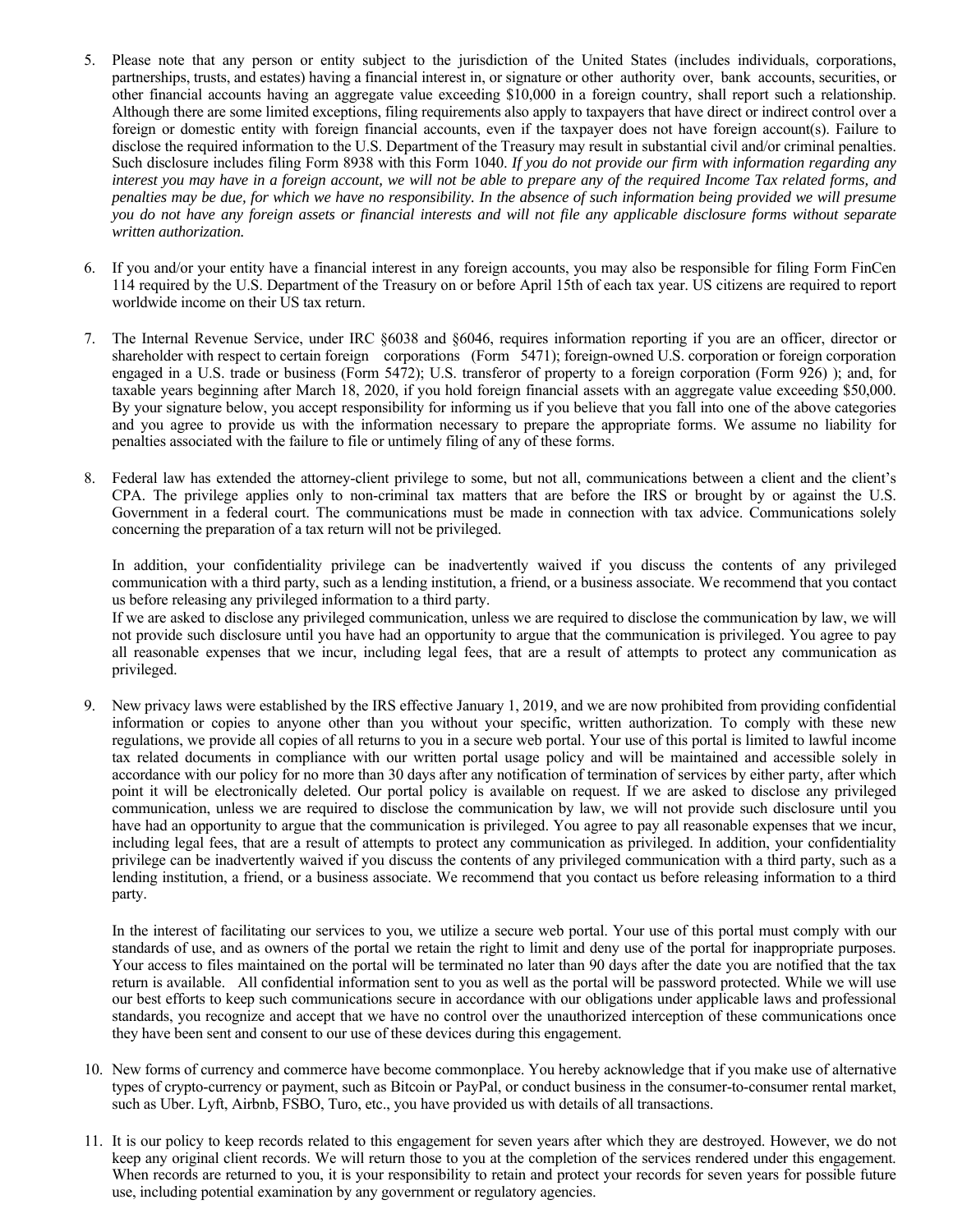5. Please note that any person or entity subject to the jurisdiction of the United States (includes individuals, corporations, partnerships, trusts, and estates) having a financial interest in, or signature or other authority over, bank accounts, securities, or other financial accounts having an aggregate value exceeding $10,000 in a foreign country, shall report such a relationship. Although there are some limited exceptions, filing requirements also apply to taxpayers that have direct or indirect control over a foreign or domestic entity with foreign financial accounts, even if the taxpayer does not have foreign account(s). Failure to disclose the required information to the U.S. Department of the Treasury may result in substantial civil and/or criminal penalties. Such disclosure includes filing Form 8938 with this Form 1040. *If you do not provide our firm with information regarding any interest you may have in a foreign account, we will not be able to prepare any of the required Income Tax related forms, and penalties may be due, for which we have no responsibility. In the absence of such information being provided we will presume you do not have any foreign assets or financial interests and will not file any applicable disclosure forms without separate written authorization.*

6. If you and/or your entity have a financial interest in any foreign accounts, you may also be responsible for filing Form FinCen 114 required by the U.S. Department of the Treasury on or before April 15th of each tax year. US citizens are required to report worldwide income on their US tax return.

7. The Internal Revenue Service, under IRC §6038 and §6046, requires information reporting if you are an officer, director or shareholder with respect to certain foreign corporations (Form 5471); foreign-owned U.S. corporation or foreign corporation engaged in a U.S. trade or business (Form 5472); U.S. transferor of property to a foreign corporation (Form 926) ); and, for taxable years beginning after March 18, 2020, if you hold foreign financial assets with an aggregate value exceeding $50,000. By your signature below, you accept responsibility for informing us if you believe that you fall into one of the above categories and you agree to provide us with the information necessary to prepare the appropriate forms. We assume no liability for penalties associated with the failure to file or untimely filing of any of these forms.

8. Federal law has extended the attorney-client privilege to some, but not all, communications between a client and the client's CPA. The privilege applies only to non-criminal tax matters that are before the IRS or brought by or against the U.S. Government in a federal court. The communications must be made in connection with tax advice. Communications solely concerning the preparation of a tax return will not be privileged.

   In addition, your confidentiality privilege can be inadvertently waived if you discuss the contents of any privileged communication with a third party, such as a lending institution, a friend, or a business associate. We recommend that you contact us before releasing any privileged information to a third party.
   If we are asked to disclose any privileged communication, unless we are required to disclose the communication by law, we will not provide such disclosure until you have had an opportunity to argue that the communication is privileged. You agree to pay all reasonable expenses that we incur, including legal fees, that are a result of attempts to protect any communication as privileged.

9. New privacy laws were established by the IRS effective January 1, 2019, and we are now prohibited from providing confidential information or copies to anyone other than you without your specific, written authorization. To comply with these new regulations, we provide all copies of all returns to you in a secure web portal. Your use of this portal is limited to lawful income tax related documents in compliance with our written portal usage policy and will be maintained and accessible solely in accordance with our policy for no more than 30 days after any notification of termination of services by either party, after which point it will be electronically deleted. Our portal policy is available on request. If we are asked to disclose any privileged communication, unless we are required to disclose the communication by law, we will not provide such disclosure until you have had an opportunity to argue that the communication is privileged. You agree to pay all reasonable expenses that we incur, including legal fees, that are a result of attempts to protect any communication as privileged. In addition, your confidentiality privilege can be inadvertently waived if you discuss the contents of any privileged communication with a third party, such as a lending institution, a friend, or a business associate. We recommend that you contact us before releasing information to a third party.

   In the interest of facilitating our services to you, we utilize a secure web portal. Your use of this portal must comply with our standards of use, and as owners of the portal we retain the right to limit and deny use of the portal for inappropriate purposes. Your access to files maintained on the portal will be terminated no later than 90 days after the date you are notified that the tax return is available. All confidential information sent to you as well as the portal will be password protected. While we will use our best efforts to keep such communications secure in accordance with our obligations under applicable laws and professional standards, you recognize and accept that we have no control over the unauthorized interception of these communications once they have been sent and consent to our use of these devices during this engagement.

10. New forms of currency and commerce have become commonplace. You hereby acknowledge that if you make use of alternative types of crypto-currency or payment, such as Bitcoin or PayPal, or conduct business in the consumer-to-consumer rental market, such as Uber. Lyft, Airbnb, FSBO, Turo, etc., you have provided us with details of all transactions.

11. It is our policy to keep records related to this engagement for seven years after which they are destroyed. However, we do not keep any original client records. We will return those to you at the completion of the services rendered under this engagement. When records are returned to you, it is your responsibility to retain and protect your records for seven years for possible future use, including potential examination by any government or regulatory agencies.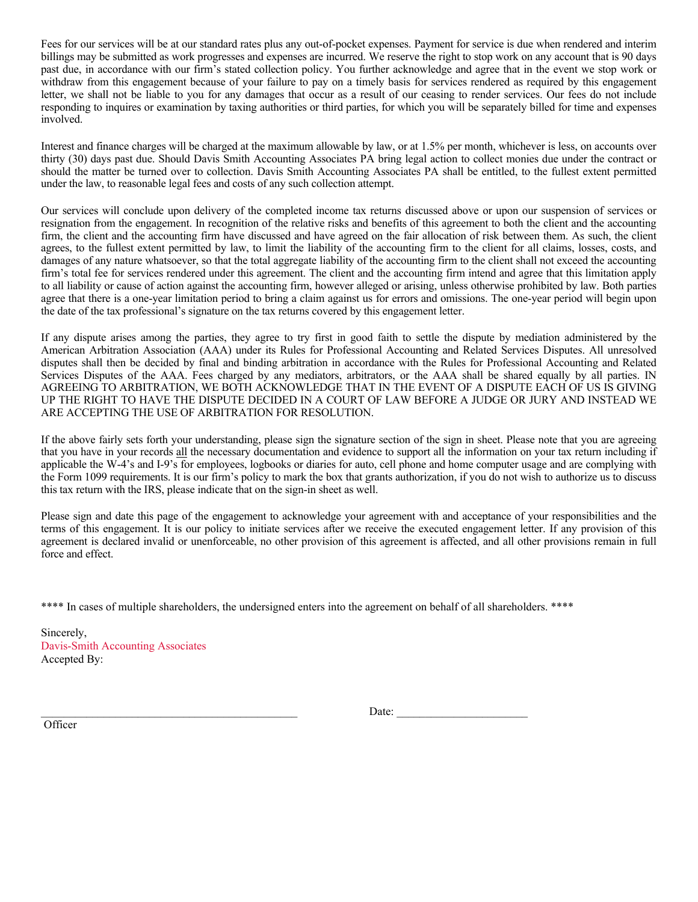Fees for our services will be at our standard rates plus any out-of-pocket expenses. Payment for service is due when rendered and interim billings may be submitted as work progresses and expenses are incurred. We reserve the right to stop work on any account that is 90 days past due, in accordance with our firm's stated collection policy. You further acknowledge and agree that in the event we stop work or withdraw from this engagement because of your failure to pay on a timely basis for services rendered as required by this engagement letter, we shall not be liable to you for any damages that occur as a result of our ceasing to render services. Our fees do not include responding to inquires or examination by taxing authorities or third parties, for which you will be separately billed for time and expenses involved.

Interest and finance charges will be charged at the maximum allowable by law, or at 1.5% per month, whichever is less, on accounts over thirty (30) days past due. Should Davis Smith Accounting Associates PA bring legal action to collect monies due under the contract or should the matter be turned over to collection. Davis Smith Accounting Associates PA shall be entitled, to the fullest extent permitted under the law, to reasonable legal fees and costs of any such collection attempt.

Our services will conclude upon delivery of the completed income tax returns discussed above or upon our suspension of services or resignation from the engagement. In recognition of the relative risks and benefits of this agreement to both the client and the accounting firm, the client and the accounting firm have discussed and have agreed on the fair allocation of risk between them. As such, the client agrees, to the fullest extent permitted by law, to limit the liability of the accounting firm to the client for all claims, losses, costs, and damages of any nature whatsoever, so that the total aggregate liability of the accounting firm to the client shall not exceed the accounting firm's total fee for services rendered under this agreement. The client and the accounting firm intend and agree that this limitation apply to all liability or cause of action against the accounting firm, however alleged or arising, unless otherwise prohibited by law. Both parties agree that there is a one-year limitation period to bring a claim against us for errors and omissions. The one-year period will begin upon the date of the tax professional's signature on the tax returns covered by this engagement letter.

If any dispute arises among the parties, they agree to try first in good faith to settle the dispute by mediation administered by the American Arbitration Association (AAA) under its Rules for Professional Accounting and Related Services Disputes. All unresolved disputes shall then be decided by final and binding arbitration in accordance with the Rules for Professional Accounting and Related Services Disputes of the AAA. Fees charged by any mediators, arbitrators, or the AAA shall be shared equally by all parties. IN AGREEING TO ARBITRATION, WE BOTH ACKNOWLEDGE THAT IN THE EVENT OF A DISPUTE EACH OF US IS GIVING UP THE RIGHT TO HAVE THE DISPUTE DECIDED IN A COURT OF LAW BEFORE A JUDGE OR JURY AND INSTEAD WE ARE ACCEPTING THE USE OF ARBITRATION FOR RESOLUTION.

If the above fairly sets forth your understanding, please sign the signature section of the sign in sheet. Please note that you are agreeing that you have in your records <u>all</u> the necessary documentation and evidence to support all the information on your tax return including if applicable the W-4's and I-9's for employees, logbooks or diaries for auto, cell phone and home computer usage and are complying with the Form 1099 requirements. It is our firm's policy to mark the box that grants authorization, if you do not wish to authorize us to discuss this tax return with the IRS, please indicate that on the sign-in sheet as well.

Please sign and date this page of the engagement to acknowledge your agreement with and acceptance of your responsibilities and the terms of this engagement. It is our policy to initiate services after we receive the executed engagement letter. If any provision of this agreement is declared invalid or unenforceable, no other provision of this agreement is affected, and all other provisions remain in full force and effect.

**** In cases of multiple shareholders, the undersigned enters into the agreement on behalf of all shareholders. ****

Sincerely,
Davis-Smith Accounting Associates
Accepted By:

_____________________________________________ Date: _______________________
Officer